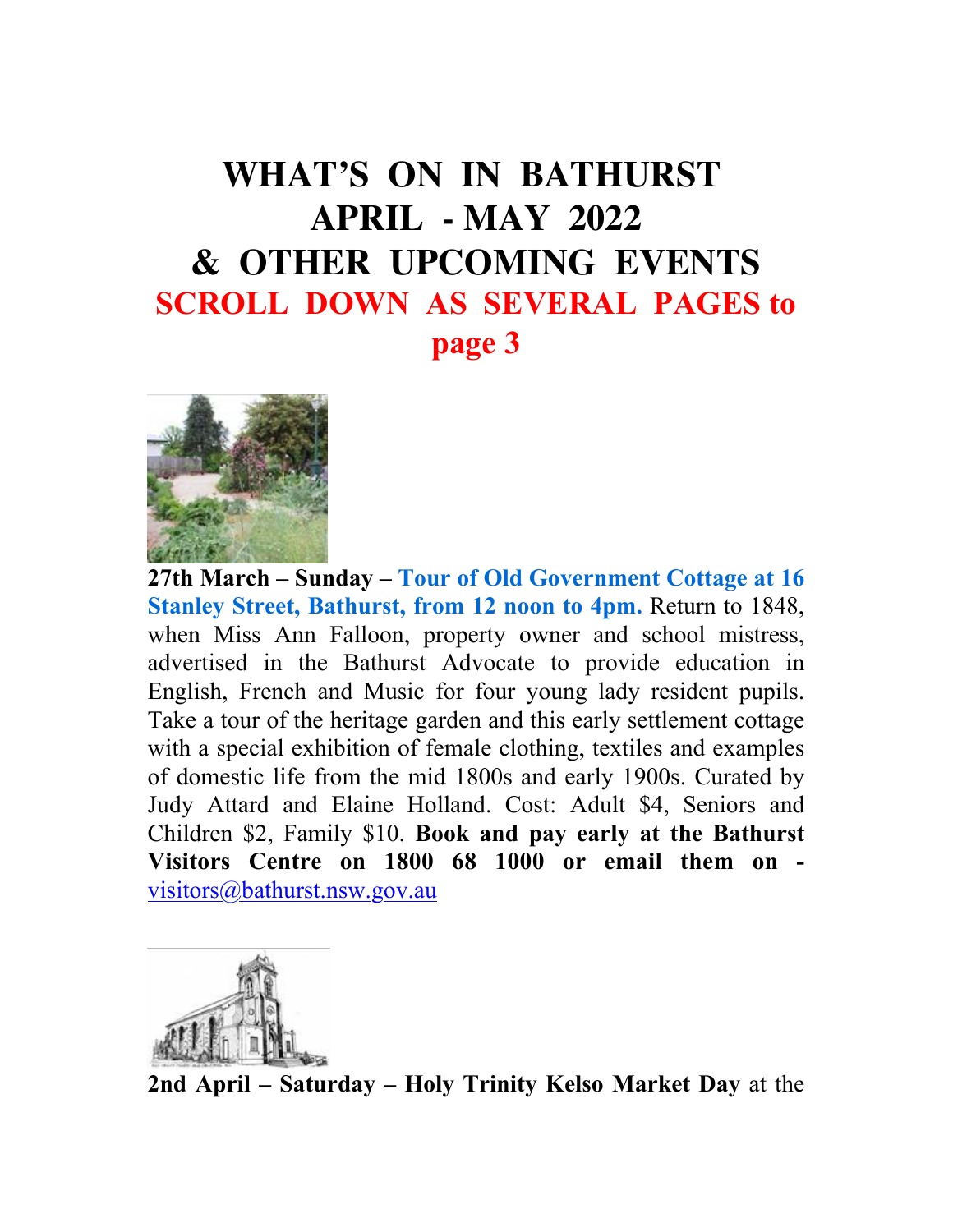# WHAT'S ON IN BATHURST APRIL - MAY 2022 & OTHER UPCOMING EVENTS

**SCROLL DOWN AS SEVERAL PAGES to page 3**

**27th March – Sunday – Tour of Old Government Cottage at 16 Stanley Street, Bathurst, from 12 noon to 4pm.** Return to 1848, when Miss Ann Falloon, property owner and school mistress, advertised in the Bathurst Advocate to provide education in English, French and Music for four young lady resident pupils. Take a tour of the heritage garden and this early settlement cottage with a special exhibition of female clothing, textiles and examples of domestic life from the mid 1800s and early 1900s. Curated by Judy Attard and Elaine Holland. Cost: Adult $4, Seniors and Children $2, Family $10. **Book and pay early at the Bathurst Visitors Centre on 1800 68 1000 or email them on -** visitors@bathurst.nsw.gov.au

**2nd April – Saturday – Holy Trinity Kelso Market Day** at the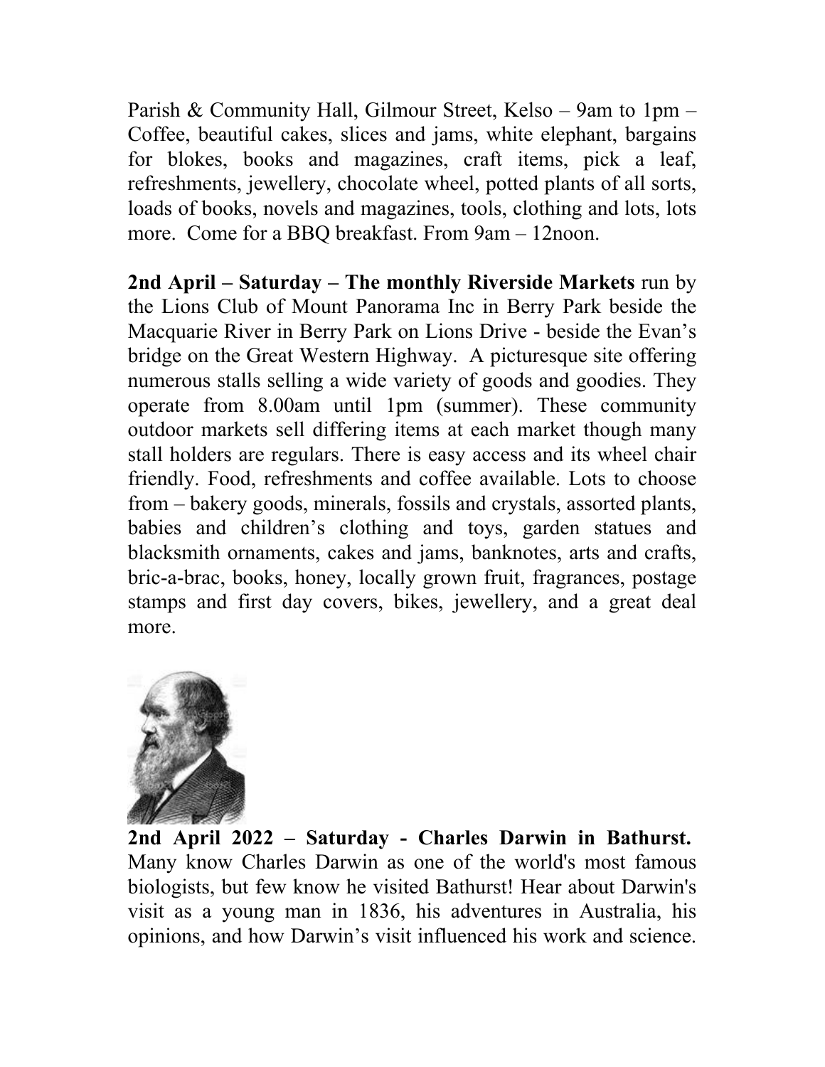Parish & Community Hall, Gilmour Street, Kelso – 9am to 1pm – Coffee, beautiful cakes, slices and jams, white elephant, bargains for blokes, books and magazines, craft items, pick a leaf, refreshments, jewellery, chocolate wheel, potted plants of all sorts, loads of books, novels and magazines, tools, clothing and lots, lots more. Come for a BBQ breakfast. From 9am – 12noon.

**2nd April – Saturday – The monthly Riverside Markets** run by the Lions Club of Mount Panorama Inc in Berry Park beside the Macquarie River in Berry Park on Lions Drive - beside the Evan's bridge on the Great Western Highway. A picturesque site offering numerous stalls selling a wide variety of goods and goodies. They operate from 8.00am until 1pm (summer). These community outdoor markets sell differing items at each market though many stall holders are regulars. There is easy access and its wheel chair friendly. Food, refreshments and coffee available. Lots to choose from – bakery goods, minerals, fossils and crystals, assorted plants, babies and children's clothing and toys, garden statues and blacksmith ornaments, cakes and jams, banknotes, arts and crafts, bric-a-brac, books, honey, locally grown fruit, fragrances, postage stamps and first day covers, bikes, jewellery, and a great deal more.

**2nd April 2022 – Saturday - Charles Darwin in Bathurst.** Many know Charles Darwin as one of the world's most famous biologists, but few know he visited Bathurst! Hear about Darwin's visit as a young man in 1836, his adventures in Australia, his opinions, and how Darwin's visit influenced his work and science.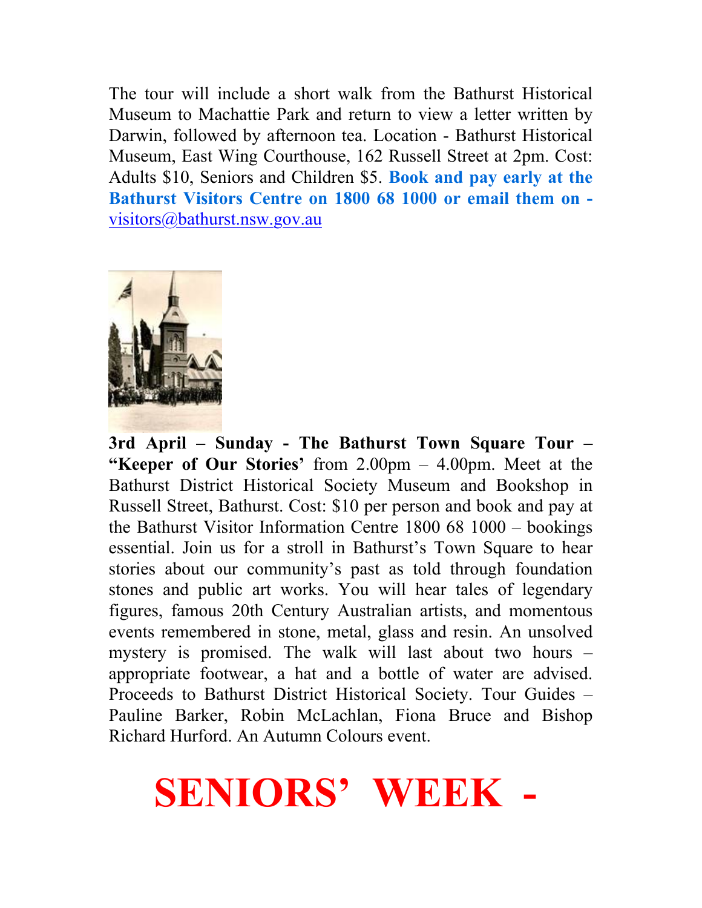The tour will include a short walk from the Bathurst Historical Museum to Machattie Park and return to view a letter written by Darwin, followed by afternoon tea. Location - Bathurst Historical Museum, East Wing Courthouse, 162 Russell Street at 2pm. Cost: Adults $10, Seniors and Children $5. **Book and pay early at the Bathurst Visitors Centre on 1800 68 1000 or email them on -** visitors@bathurst.nsw.gov.au

**3rd April – Sunday - The Bathurst Town Square Tour – "Keeper of Our Stories'** from 2.00pm – 4.00pm. Meet at the Bathurst District Historical Society Museum and Bookshop in Russell Street, Bathurst. Cost: $10 per person and book and pay at the Bathurst Visitor Information Centre 1800 68 1000 – bookings essential. Join us for a stroll in Bathurst's Town Square to hear stories about our community's past as told through foundation stones and public art works. You will hear tales of legendary figures, famous 20th Century Australian artists, and momentous events remembered in stone, metal, glass and resin. An unsolved mystery is promised. The walk will last about two hours – appropriate footwear, a hat and a bottle of water are advised. Proceeds to Bathurst District Historical Society. Tour Guides – Pauline Barker, Robin McLachlan, Fiona Bruce and Bishop Richard Hurford. An Autumn Colours event.

# SENIORS' WEEK -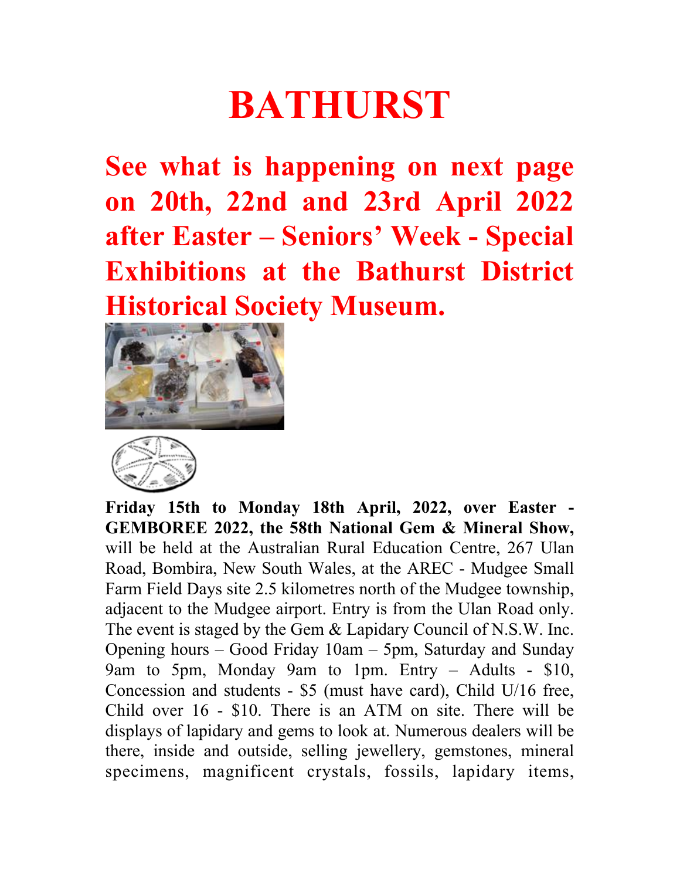# BATHURST

## See what is happening on next page on 20th, 22nd and 23rd April 2022 after Easter – Seniors' Week - Special Exhibitions at the Bathurst District Historical Society Museum.

**Friday 15th to Monday 18th April, 2022, over Easter - GEMBOREE 2022, the 58th National Gem & Mineral Show,** will be held at the Australian Rural Education Centre, 267 Ulan Road, Bombira, New South Wales, at the AREC - Mudgee Small Farm Field Days site 2.5 kilometres north of the Mudgee township, adjacent to the Mudgee airport. Entry is from the Ulan Road only. The event is staged by the Gem & Lapidary Council of N.S.W. Inc. Opening hours – Good Friday 10am – 5pm, Saturday and Sunday 9am to 5pm, Monday 9am to 1pm. Entry – Adults - $10, Concession and students - $5 (must have card), Child U/16 free, Child over 16 - $10. There is an ATM on site. There will be displays of lapidary and gems to look at. Numerous dealers will be there, inside and outside, selling jewellery, gemstones, mineral specimens, magnificent crystals, fossils, lapidary items,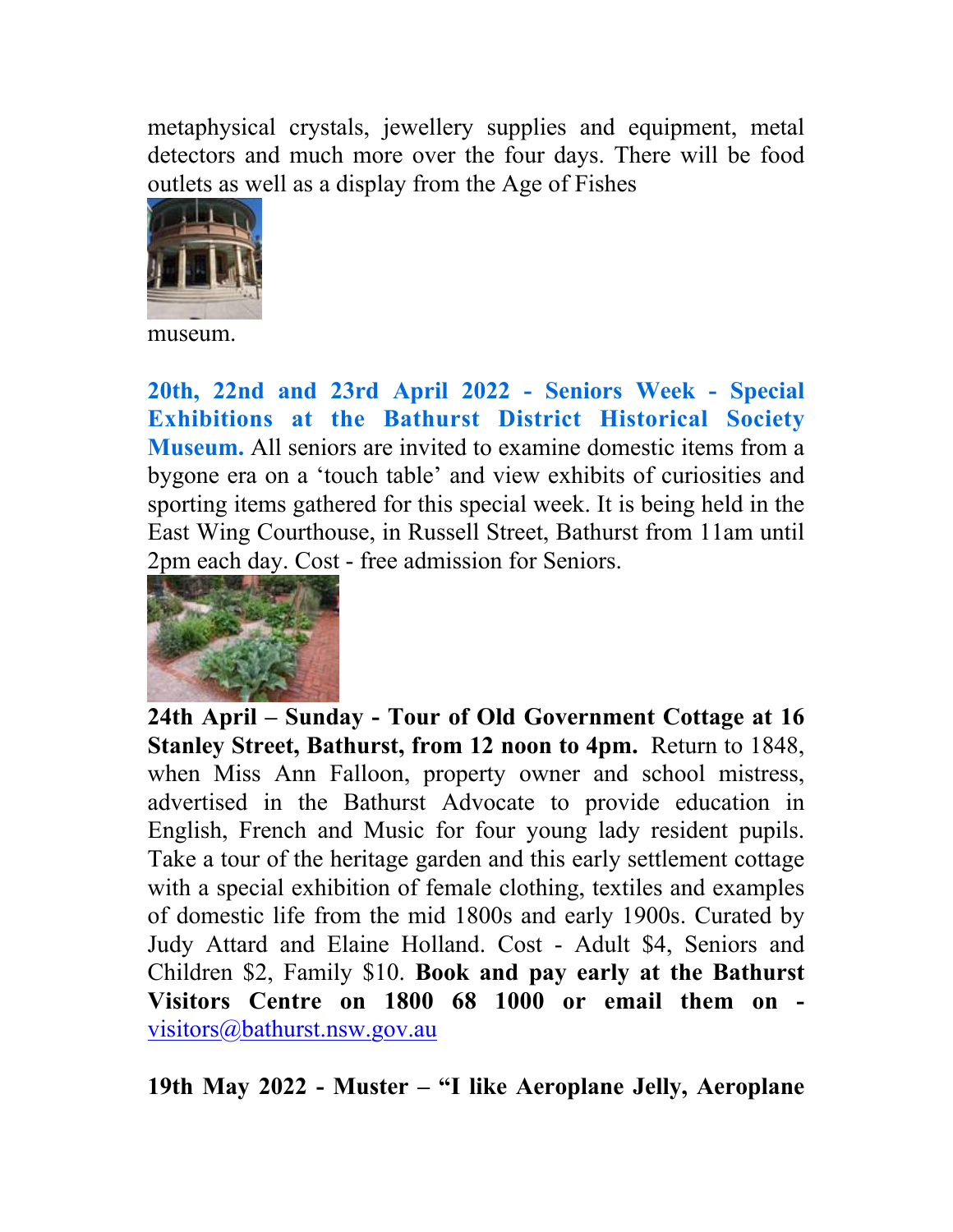metaphysical crystals, jewellery supplies and equipment, metal detectors and much more over the four days. There will be food outlets as well as a display from the Age of Fishes museum.

**20th, 22nd and 23rd April 2022 - Seniors Week - Special Exhibitions at the Bathurst District Historical Society Museum.** All seniors are invited to examine domestic items from a bygone era on a 'touch table' and view exhibits of curiosities and sporting items gathered for this special week. It is being held in the East Wing Courthouse, in Russell Street, Bathurst from 11am until 2pm each day. Cost - free admission for Seniors.

**24th April – Sunday - Tour of Old Government Cottage at 16 Stanley Street, Bathurst, from 12 noon to 4pm.** Return to 1848, when Miss Ann Falloon, property owner and school mistress, advertised in the Bathurst Advocate to provide education in English, French and Music for four young lady resident pupils. Take a tour of the heritage garden and this early settlement cottage with a special exhibition of female clothing, textiles and examples of domestic life from the mid 1800s and early 1900s. Curated by Judy Attard and Elaine Holland. Cost - Adult $4, Seniors and Children $2, Family $10. **Book and pay early at the Bathurst Visitors Centre on 1800 68 1000 or email them on -** visitors@bathurst.nsw.gov.au

**19th May 2022 - Muster – "I like Aeroplane Jelly, Aeroplane**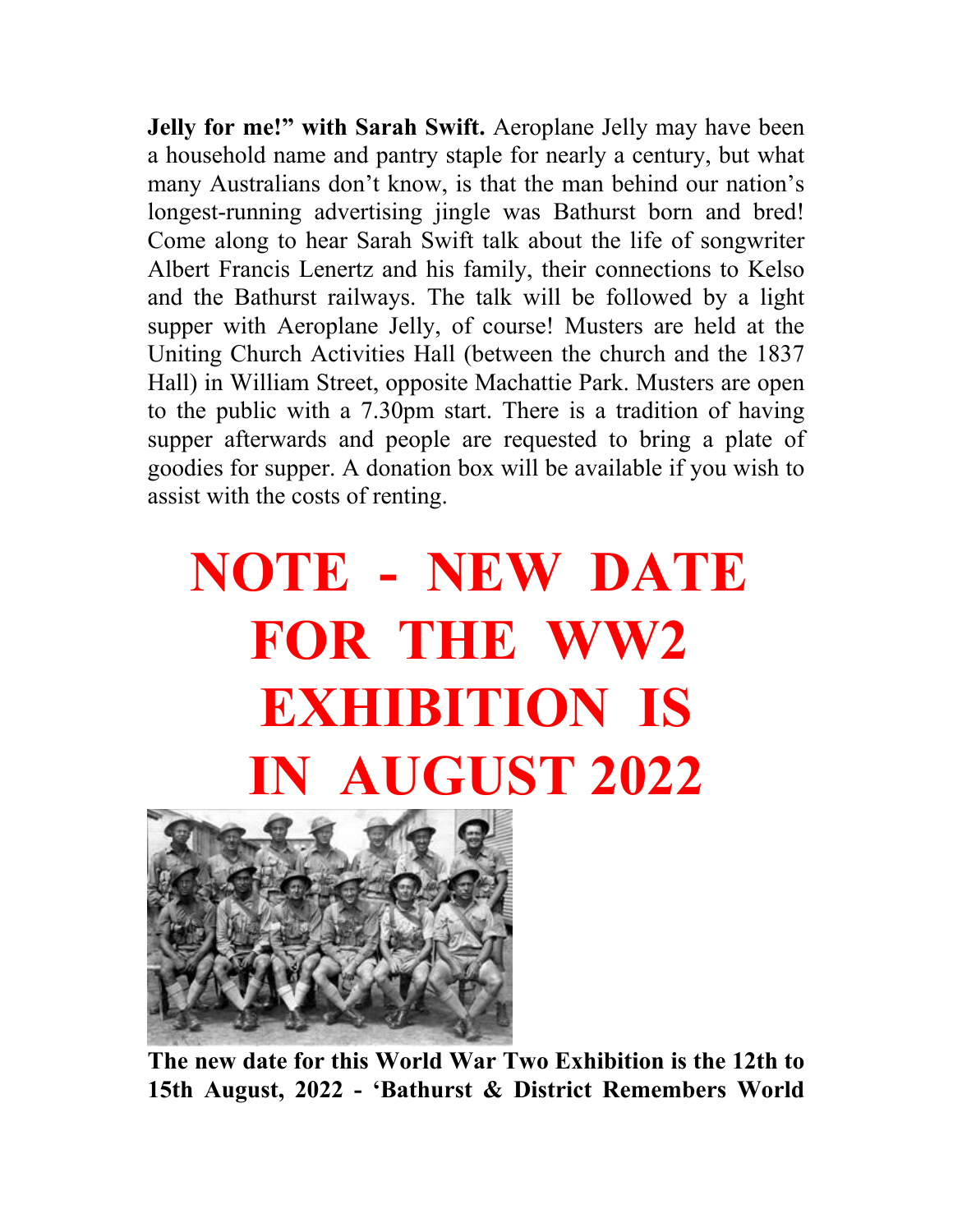**Jelly for me!" with Sarah Swift.** Aeroplane Jelly may have been a household name and pantry staple for nearly a century, but what many Australians don't know, is that the man behind our nation's longest-running advertising jingle was Bathurst born and bred! Come along to hear Sarah Swift talk about the life of songwriter Albert Francis Lenertz and his family, their connections to Kelso and the Bathurst railways. The talk will be followed by a light supper with Aeroplane Jelly, of course! Musters are held at the Uniting Church Activities Hall (between the church and the 1837 Hall) in William Street, opposite Machattie Park. Musters are open to the public with a 7.30pm start. There is a tradition of having supper afterwards and people are requested to bring a plate of goodies for supper. A donation box will be available if you wish to assist with the costs of renting.

# NOTE - NEW DATE FOR THE WW2 EXHIBITION IS IN AUGUST 2022

**The new date for this World War Two Exhibition is the 12th to 15th August, 2022 - 'Bathurst & District Remembers World**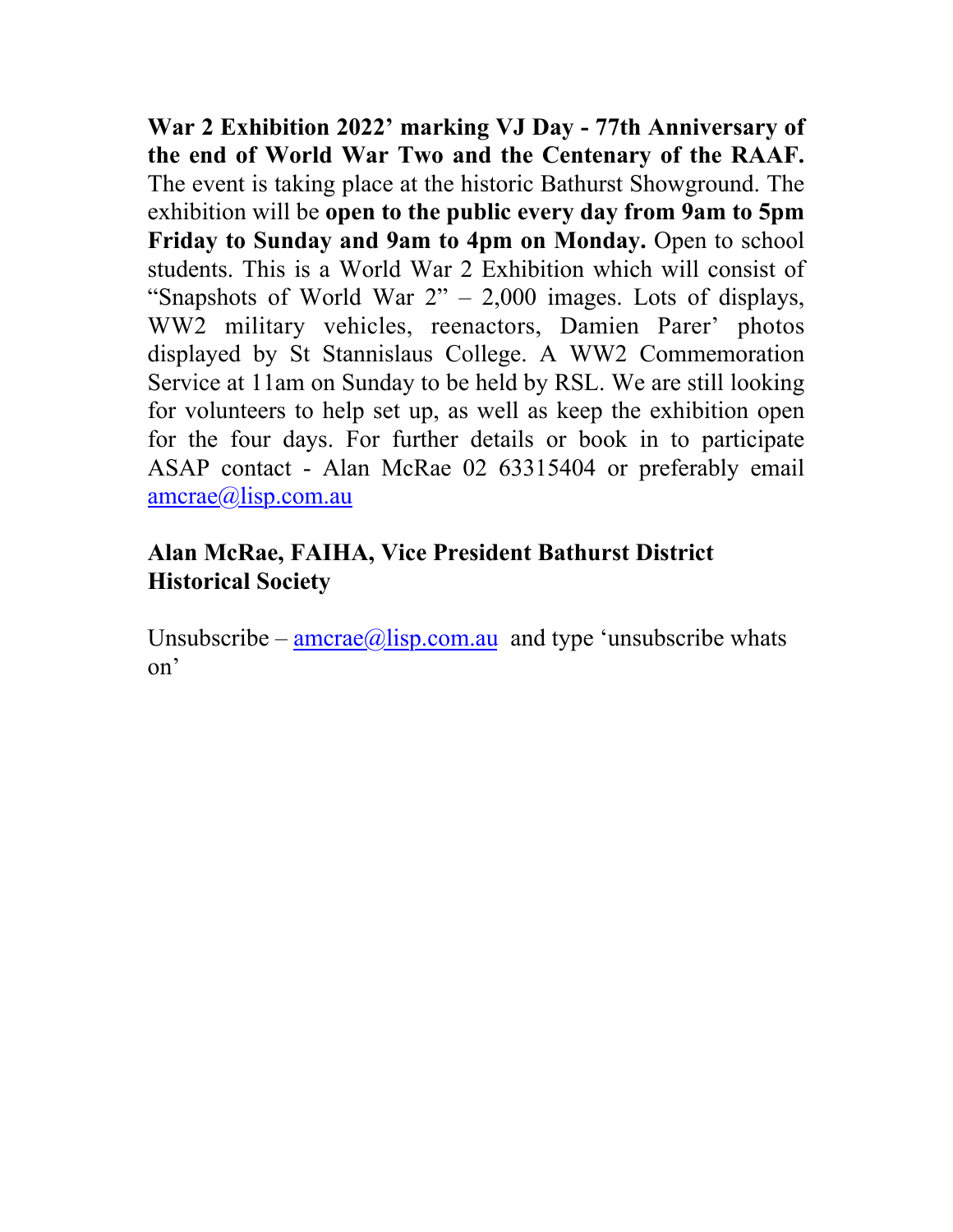**War 2 Exhibition 2022' marking VJ Day - 77th Anniversary of the end of World War Two and the Centenary of the RAAF.** The event is taking place at the historic Bathurst Showground. The exhibition will be **open to the public every day from 9am to 5pm Friday to Sunday and 9am to 4pm on Monday.** Open to school students. This is a World War 2 Exhibition which will consist of "Snapshots of World War 2" – 2,000 images. Lots of displays, WW2 military vehicles, reenactors, Damien Parer' photos displayed by St Stannislaus College. A WW2 Commemoration Service at 11am on Sunday to be held by RSL. We are still looking for volunteers to help set up, as well as keep the exhibition open for the four days. For further details or book in to participate ASAP contact - Alan McRae 02 63315404 or preferably email amcrae@lisp.com.au

**Alan McRae, FAIHA, Vice President Bathurst District Historical Society**

Unsubscribe – amcrae@lisp.com.au and type 'unsubscribe whats on'